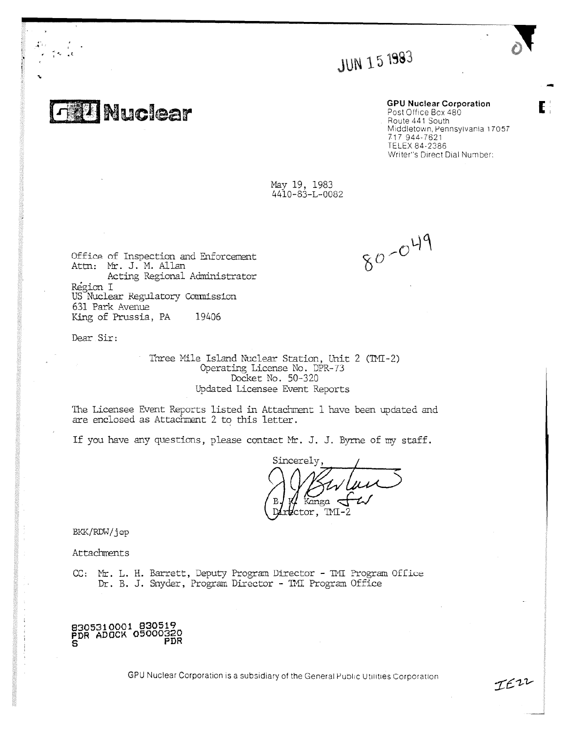JUN 15 1983

**GPU Nuclear**

**GPU Nuclear Corporation**
Post Office Box 480
Route 441 South
Middletown, Pennsylvania 17057
717 944-7621
TELEX 84-2386
Writer's Direct Dial Number:

May 19, 1983
4410-83-L-0082

80-049

Office of Inspection and Enforcement
Attn: Mr. J. M. Allan
Acting Regional Administrator
Region I
US Nuclear Regulatory Commission
631 Park Avenue
King of Prussia, PA 19406

Dear Sir:

Three Mile Island Nuclear Station, Unit 2 (TMI-2)
Operating License No. DPR-73
Docket No. 50-320
Updated Licensee Event Reports

The Licensee Event Reports listed in Attachment 1 have been updated and are enclosed as Attachment 2 to this letter.

If you have any questions, please contact Mr. J. J. Byrne of my staff.

Sincerely,

B. K. Kanga
Director, TMI-2

BKK/RDW/jep

Attachments

CC: Mr. L. H. Barrett, Deputy Program Director - TMI Program Office
Dr. B. J. Snyder, Program Director - TMI Program Office

8305310001 830519
PDR ADOCK 05000320
S PDR

GPU Nuclear Corporation is a subsidiary of the General Public Utilities Corporation

IE22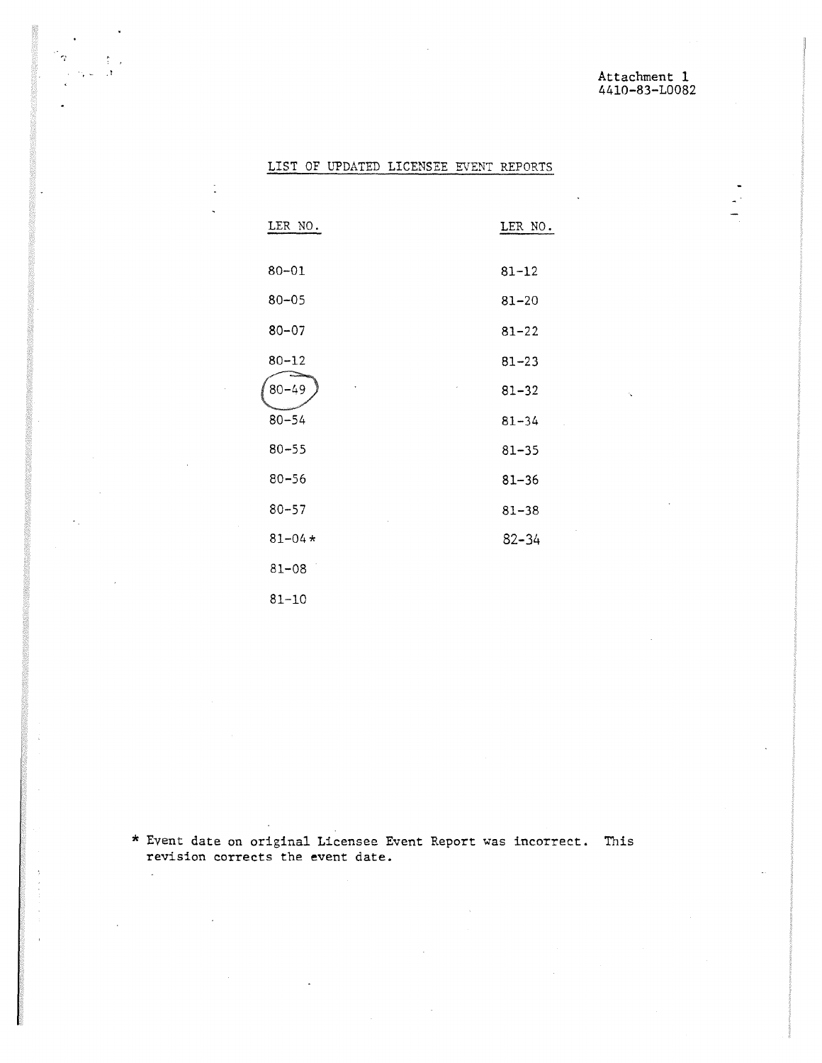Attachment 1
4410-83-L0082

## LIST OF UPDATED LICENSEE EVENT REPORTS

| LER NO. | LER NO. |
|---|---|
| 80-01 | 81-12 |
| 80-05 | 81-20 |
| 80-07 | 81-22 |
| 80-12 | 81-23 |
| 80-49 | 81-32 |
| 80-54 | 81-34 |
| 80-55 | 81-35 |
| 80-56 | 81-36 |
| 80-57 | 81-38 |
| 81-04* | 82-34 |
| 81-08 | |
| 81-10 | |

\* Event date on original Licensee Event Report was incorrect. This revision corrects the event date.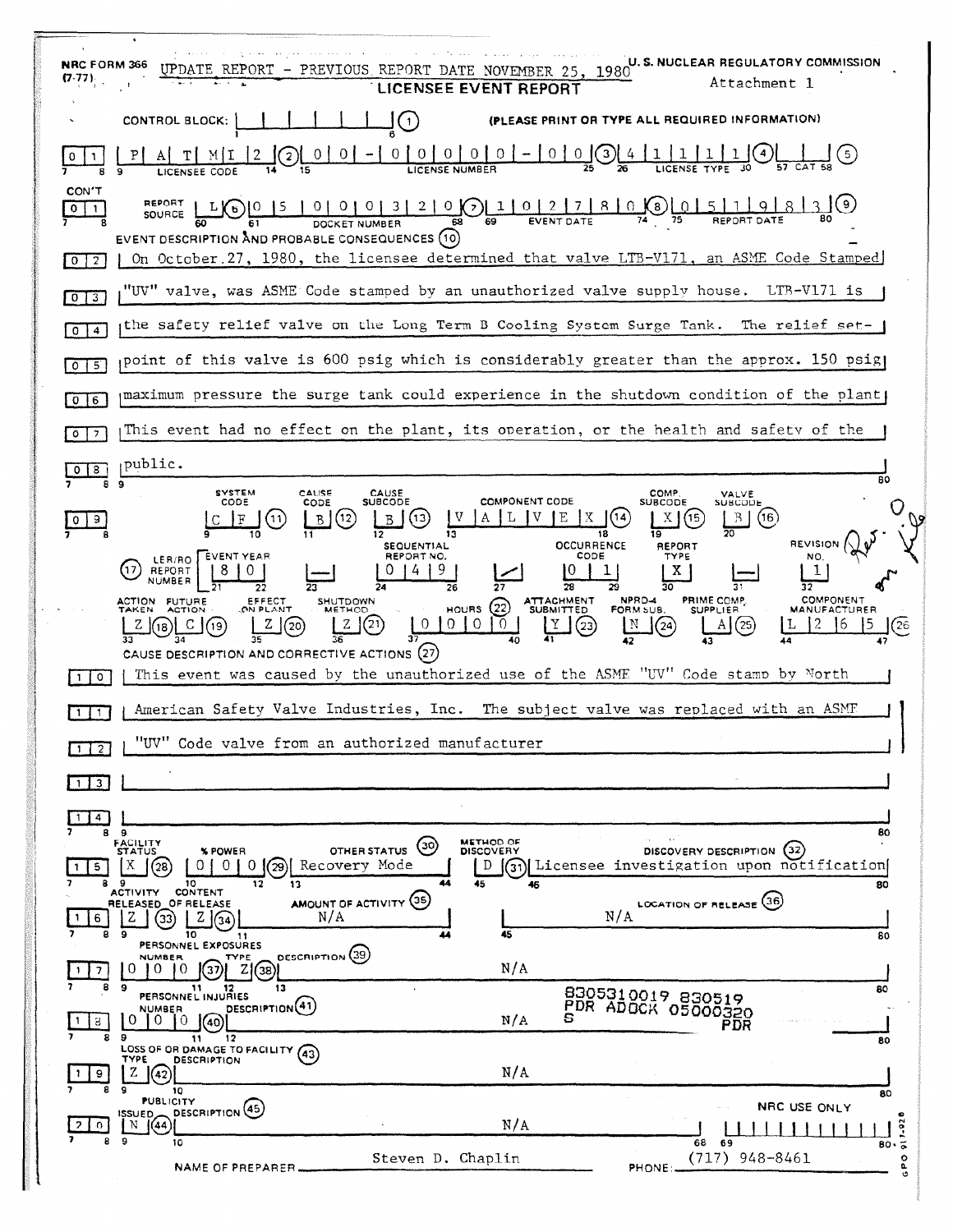NRC FORM 366 (7-77) UPDATE REPORT - PREVIOUS REPORT DATE NOVEMBER 25, 1980

U.S. NUCLEAR REGULATORY COMMISSION

Attachment 1

# LICENSEE EVENT REPORT

CONTROL BLOCK: [ | | | | | | ] (1) (PLEASE PRINT OR TYPE ALL REQUIRED INFORMATION)

| 0 1 | P A T M I 2 (2) | 0 0 - 0 0 0 0 0 - 0 0 (3) | 4 1 1 1 1 (4) | (5) |
|---|---|---|---|---|
| | LICENSEE CODE | LICENSE NUMBER | LICENSE TYPE | CAT |

CON'T

| 0 1 | REPORT SOURCE L (6) | 0 5 0 0 0 3 2 0 (7) | 1 0 2 7 8 0 (8) | 0 5 1 9 8 3 (9) |
|---|---|---|---|---|
| | | DOCKET NUMBER | EVENT DATE | REPORT DATE |

EVENT DESCRIPTION AND PROBABLE CONSEQUENCES (10)

0 2 | On October 27, 1980, the licensee determined that valve LTB-V171, an ASME Code Stamped

0 3 | "UV" valve, was ASME Code stamped by an unauthorized valve supply house. LTB-V171 is

0 4 | the safety relief valve on the Long Term B Cooling System Surge Tank. The relief set-

0 5 | point of this valve is 600 psig which is considerably greater than the approx. 150 psig

0 6 | maximum pressure the surge tank could experience in the shutdown condition of the plant

0 7 | This event had no effect on the plant, its operation, or the health and safety of the

0 8 | public.

| | SYSTEM CODE | CAUSE CODE | CAUSE SUBCODE | COMPONENT CODE | COMP. SUBCODE | VALVE SUBCODE |
|---|---|---|---|---|---|---|
| 0 9 | C F (11) | B (12) | B (13) | V A L V E X (14) | X (15) | B (16) |

| (17) LER/RO REPORT NUMBER | EVENT YEAR | | SEQUENTIAL REPORT NO. | | OCCURRENCE CODE | REPORT TYPE | | REVISION NO. |
|---|---|---|---|---|---|---|---|---|
| | 8 0 | — | 0 4 9 | / | 0 1 | X | — | 1 |

| ACTION TAKEN | FUTURE ACTION | EFFECT ON PLANT | SHUTDOWN METHOD | HOURS (22) | ATTACHMENT SUBMITTED | NPRD-4 FORM SUB. | PRIME COMP. SUPPLIER | COMPONENT MANUFACTURER |
|---|---|---|---|---|---|---|---|---|
| Z (18) | C (19) | Z (20) | Z (21) | 0 0 0 0 | Y (23) | N (24) | A (25) | L 2 6 5 (26) |

CAUSE DESCRIPTION AND CORRECTIVE ACTIONS (27)

1 0 | This event was caused by the unauthorized use of the ASME "UV" Code stamp by North

1 1 | American Safety Valve Industries, Inc. The subject valve was replaced with an ASME

1 2 | "UV" Code valve from an authorized manufacturer

1 3 |

1 4 |

| | FACILITY STATUS | % POWER | OTHER STATUS (30) | METHOD OF DISCOVERY | DISCOVERY DESCRIPTION (32) |
|---|---|---|---|---|---|
| 1 5 | X (28) | 0 0 0 (29) | Recovery Mode | D (31) | Licensee investigation upon notification |

| | ACTIVITY RELEASED OF RELEASE | CONTENT | AMOUNT OF ACTIVITY (35) | LOCATION OF RELEASE (36) |
|---|---|---|---|---|
| 1 6 | Z (33) | Z (34) | N/A | N/A |

PERSONNEL EXPOSURES

| | NUMBER | TYPE | DESCRIPTION (39) |
|---|---|---|---|
| 1 7 | 0 0 0 (37) | Z (38) | N/A |

PERSONNEL INJURIES

| | NUMBER | DESCRIPTION (41) |
|---|---|---|
| 1 8 | 0 0 0 (40) | N/A |

8305310019 830519
PDR ADOCK 05000320
S PDR

LOSS OF OR DAMAGE TO FACILITY (43)

| | TYPE | DESCRIPTION |
|---|---|---|
| 1 9 | Z (42) | N/A |

PUBLICITY

| | ISSUED | DESCRIPTION (45) | NRC USE ONLY |
|---|---|---|---|
| 2 0 | N (44) | N/A | |

NAME OF PREPARER Steven D. Chaplin PHONE: (717) 948-8461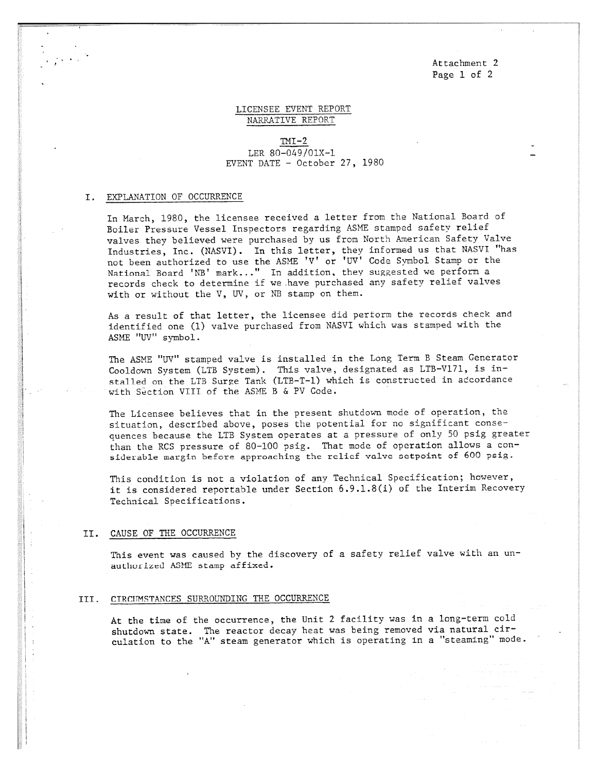Attachment 2

LICENSEE EVENT REPORT
NARRATIVE REPORT

TMI-2
LER 80-049/01X-1
EVENT DATE - October 27, 1980

## I. EXPLANATION OF OCCURRENCE

In March, 1980, the licensee received a letter from the National Board of Boiler Pressure Vessel Inspectors regarding ASME stamped safety relief valves they believed were purchased by us from North American Safety Valve Industries, Inc. (NASVI). In this letter, they informed us that NASVI "has not been authorized to use the ASME 'V' or 'UV' Code Symbol Stamp or the National Board 'NB' mark..." In addition, they suggested we perform a records check to determine if we have purchased any safety relief valves with or without the V, UV, or NB stamp on them.

As a result of that letter, the licensee did perform the records check and identified one (1) valve purchased from NASVI which was stamped with the ASME "UV" symbol.

The ASME "UV" stamped valve is installed in the Long Term B Steam Generator Cooldown System (LTB System). This valve, designated as LTB-V171, is installed on the LTB Surge Tank (LTB-T-1) which is constructed in accordance with Section VIII of the ASME B & PV Code.

The Licensee believes that in the present shutdown mode of operation, the situation, described above, poses the potential for no significant consequences because the LTB System operates at a pressure of only 50 psig greater than the RCS pressure of 80-100 psig. That mode of operation allows a considerable margin before approaching the relief valve setpoint of 600 psig.

This condition is not a violation of any Technical Specification; however, it is considered reportable under Section 6.9.1.8(i) of the Interim Recovery Technical Specifications.

## II. CAUSE OF THE OCCURRENCE

This event was caused by the discovery of a safety relief valve with an unauthorized ASME stamp affixed.

## III. CIRCUMSTANCES SURROUNDING THE OCCURRENCE

At the time of the occurrence, the Unit 2 facility was in a long-term cold shutdown state. The reactor decay heat was being removed via natural circulation to the "A" steam generator which is operating in a "steaming" mode.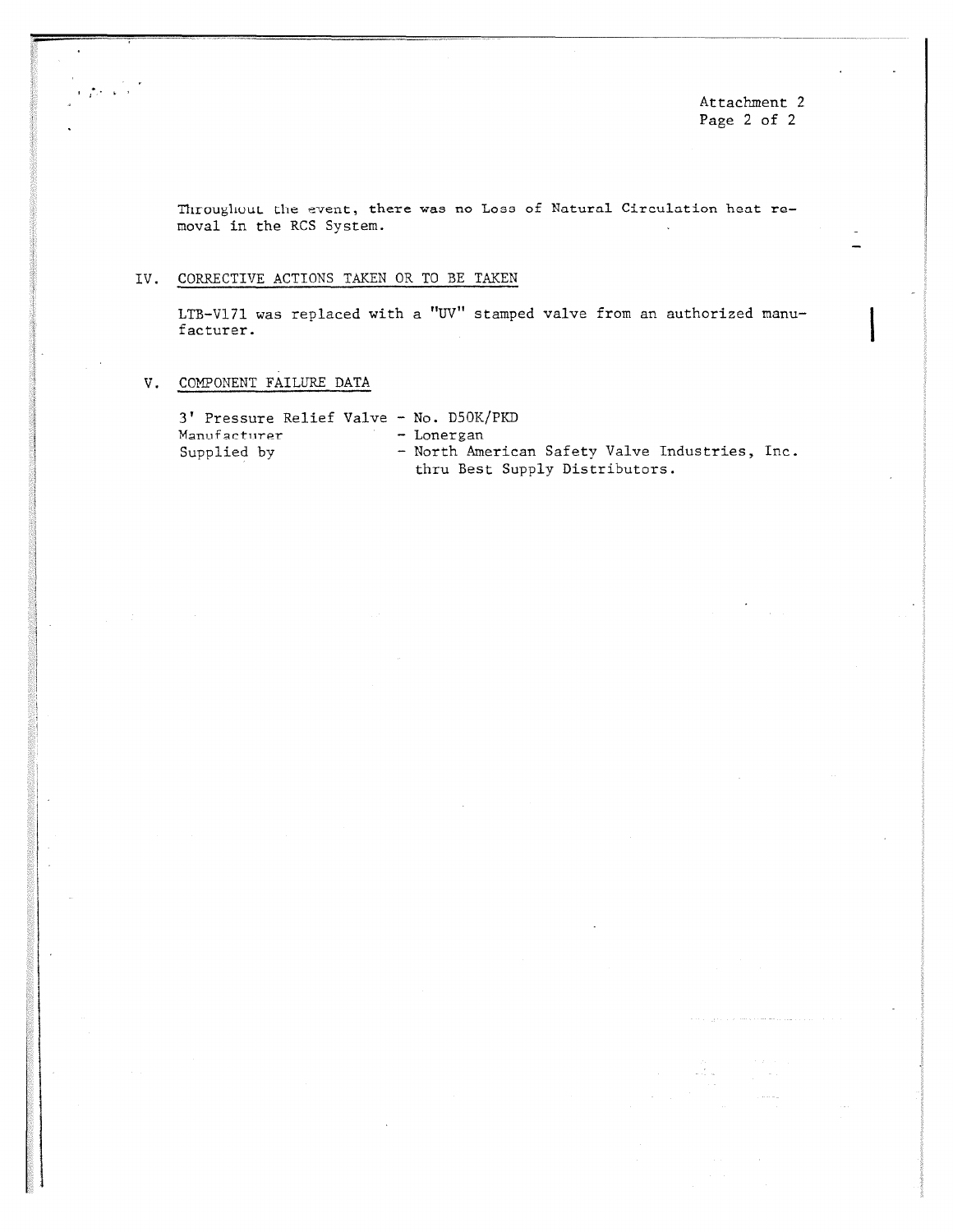Attachment 2

Throughout the event, there was no Loss of Natural Circulation heat removal in the RCS System.

## IV. CORRECTIVE ACTIONS TAKEN OR TO BE TAKEN

LTB-V171 was replaced with a "UV" stamped valve from an authorized manufacturer.

## V. COMPONENT FAILURE DATA

3' Pressure Relief Valve - No. D50K/PKD
Manufacturer - Lonergan
Supplied by - North American Safety Valve Industries, Inc. thru Best Supply Distributors.